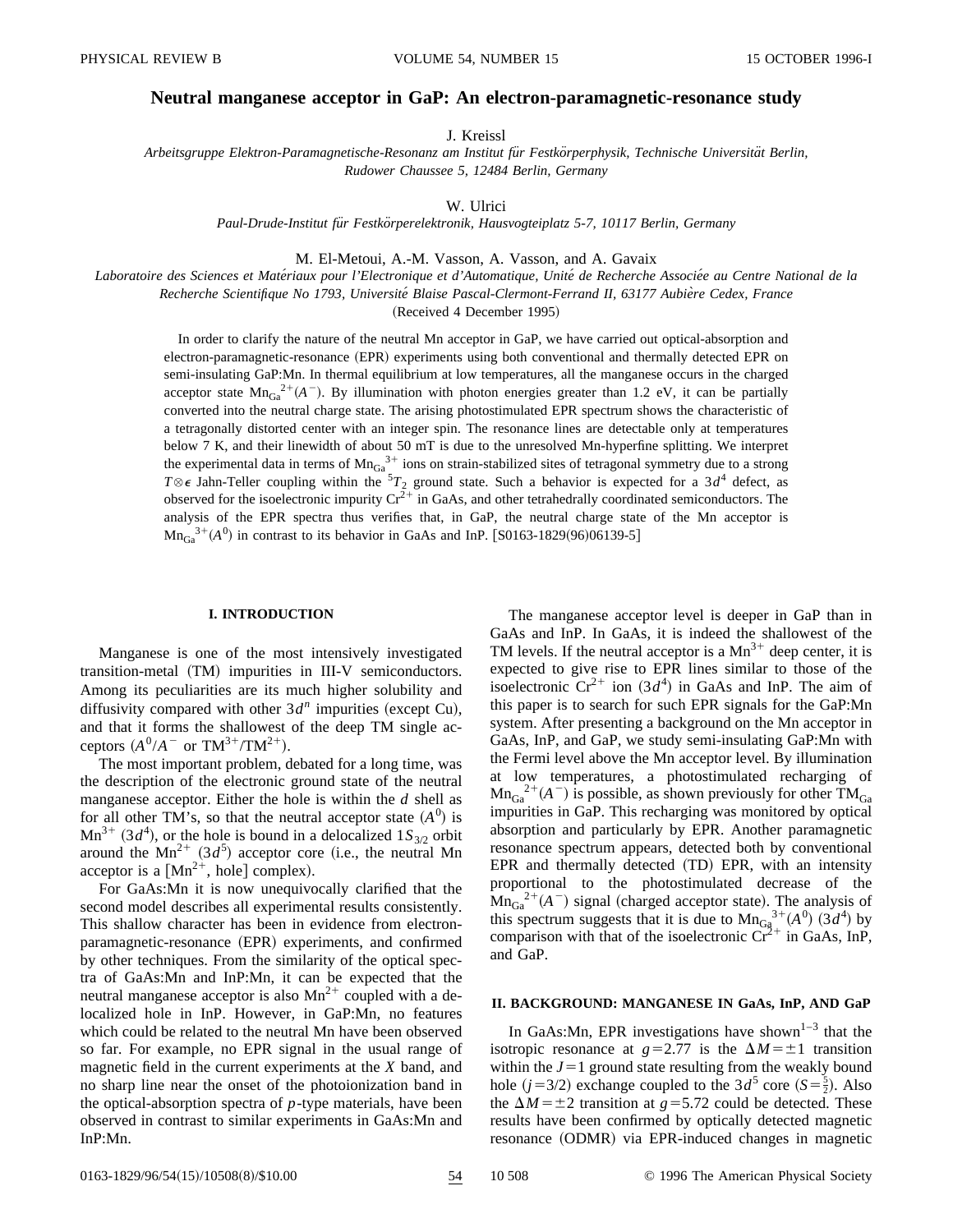# Neutral manganese acceptor in GaP: An electron-paramagnetic-resonance study

J. Kreissl

*Arbeitsgruppe Elektron-Paramagnetische-Resonanz am Institut für Festkörperphysik, Technische Universität Berlin, Rudower Chaussee 5, 12484 Berlin, Germany*

W. Ulrici

*Paul-Drude-Institut für Festkörperelektronik, Hausvogteiplatz 5-7, 10117 Berlin, Germany*

M. El-Metoui, A.-M. Vasson, A. Vasson, and A. Gavaix

*Laboratoire des Sciences et Matériaux pour l'Electronique et d'Automatique, Unité de Recherche Associée au Centre National de la Recherche Scientifique No 1793, Université Blaise Pascal-Clermont-Ferrand II, 63177 Aubière Cedex, France*

(Received 4 December 1995)

In order to clarify the nature of the neutral Mn acceptor in GaP, we have carried out optical-absorption and electron-paramagnetic-resonance (EPR) experiments using both conventional and thermally detected EPR on semi-insulating GaP:Mn. In thermal equilibrium at low temperatures, all the manganese occurs in the charged acceptor state $Mn_{Ga}^{2+}(A^-)$. By illumination with photon energies greater than 1.2 eV, it can be partially converted into the neutral charge state. The arising photostimulated EPR spectrum shows the characteristic of a tetragonally distorted center with an integer spin. The resonance lines are detectable only at temperatures below 7 K, and their linewidth of about 50 mT is due to the unresolved Mn-hyperfine splitting. We interpret the experimental data in terms of $Mn_{Ga}^{3+}$ ions on strain-stabilized sites of tetragonal symmetry due to a strong $T\otimes\epsilon$ Jahn-Teller coupling within the $^5T_2$ ground state. Such a behavior is expected for a $3d^4$ defect, as observed for the isoelectronic impurity $Cr^{2+}$ in GaAs, and other tetrahedrally coordinated semiconductors. The analysis of the EPR spectra thus verifies that, in GaP, the neutral charge state of the Mn acceptor is $Mn_{Ga}^{3+}(A^0)$ in contrast to its behavior in GaAs and InP. [S0163-1829(96)06139-5]

## I. INTRODUCTION

Manganese is one of the most intensively investigated transition-metal (TM) impurities in III-V semiconductors. Among its peculiarities are its much higher solubility and diffusivity compared with other $3d^n$ impurities (except Cu), and that it forms the shallowest of the deep TM single acceptors ($A^0/A^-$ or $TM^{3+}/TM^{2+}$).

The most important problem, debated for a long time, was the description of the electronic ground state of the neutral manganese acceptor. Either the hole is within the $d$ shell as for all other TM's, so that the neutral acceptor state ($A^0$) is $Mn^{3+}$ ($3d^4$), or the hole is bound in a delocalized $1S_{3/2}$ orbit around the $Mn^{2+}$ ($3d^5$) acceptor core (i.e., the neutral Mn acceptor is a [$Mn^{2+}$, hole] complex).

For GaAs:Mn it is now unequivocally clarified that the second model describes all experimental results consistently. This shallow character has been in evidence from electron-paramagnetic-resonance (EPR) experiments, and confirmed by other techniques. From the similarity of the optical spectra of GaAs:Mn and InP:Mn, it can be expected that the neutral manganese acceptor is also $Mn^{2+}$ coupled with a delocalized hole in InP. However, in GaP:Mn, no features which could be related to the neutral Mn have been observed so far. For example, no EPR signal in the usual range of magnetic field in the current experiments at the $X$ band, and no sharp line near the onset of the photoionization band in the optical-absorption spectra of $p$-type materials, have been observed in contrast to similar experiments in GaAs:Mn and InP:Mn.

The manganese acceptor level is deeper in GaP than in GaAs and InP. In GaAs, it is indeed the shallowest of the TM levels. If the neutral acceptor is a $Mn^{3+}$ deep center, it is expected to give rise to EPR lines similar to those of the isoelectronic $Cr^{2+}$ ion ($3d^4$) in GaAs and InP. The aim of this paper is to search for such EPR signals for the GaP:Mn system. After presenting a background on the Mn acceptor in GaAs, InP, and GaP, we study semi-insulating GaP:Mn with the Fermi level above the Mn acceptor level. By illumination at low temperatures, a photostimulated recharging of $Mn_{Ga}^{2+}(A^-)$ is possible, as shown previously for other $TM_{Ga}$ impurities in GaP. This recharging was monitored by optical absorption and particularly by EPR. Another paramagnetic resonance spectrum appears, detected both by conventional EPR and thermally detected (TD) EPR, with an intensity proportional to the photostimulated decrease of the $Mn_{Ga}^{2+}(A^-)$ signal (charged acceptor state). The analysis of this spectrum suggests that it is due to $Mn_{Ga}^{3+}(A^0)$ ($3d^4$) by comparison with that of the isoelectronic $Cr^{2+}$ in GaAs, InP, and GaP.

## II. BACKGROUND: MANGANESE IN GaAs, InP, AND GaP

In GaAs:Mn, EPR investigations have shown[1–3] that the isotropic resonance at $g=2.77$ is the $\Delta M=\pm1$ transition within the $J=1$ ground state resulting from the weakly bound hole ($j=3/2$) exchange coupled to the $3d^5$ core ($S=\frac{5}{2}$). Also the $\Delta M=\pm2$ transition at $g=5.72$ could be detected. These results have been confirmed by optically detected magnetic resonance (ODMR) via EPR-induced changes in magnetic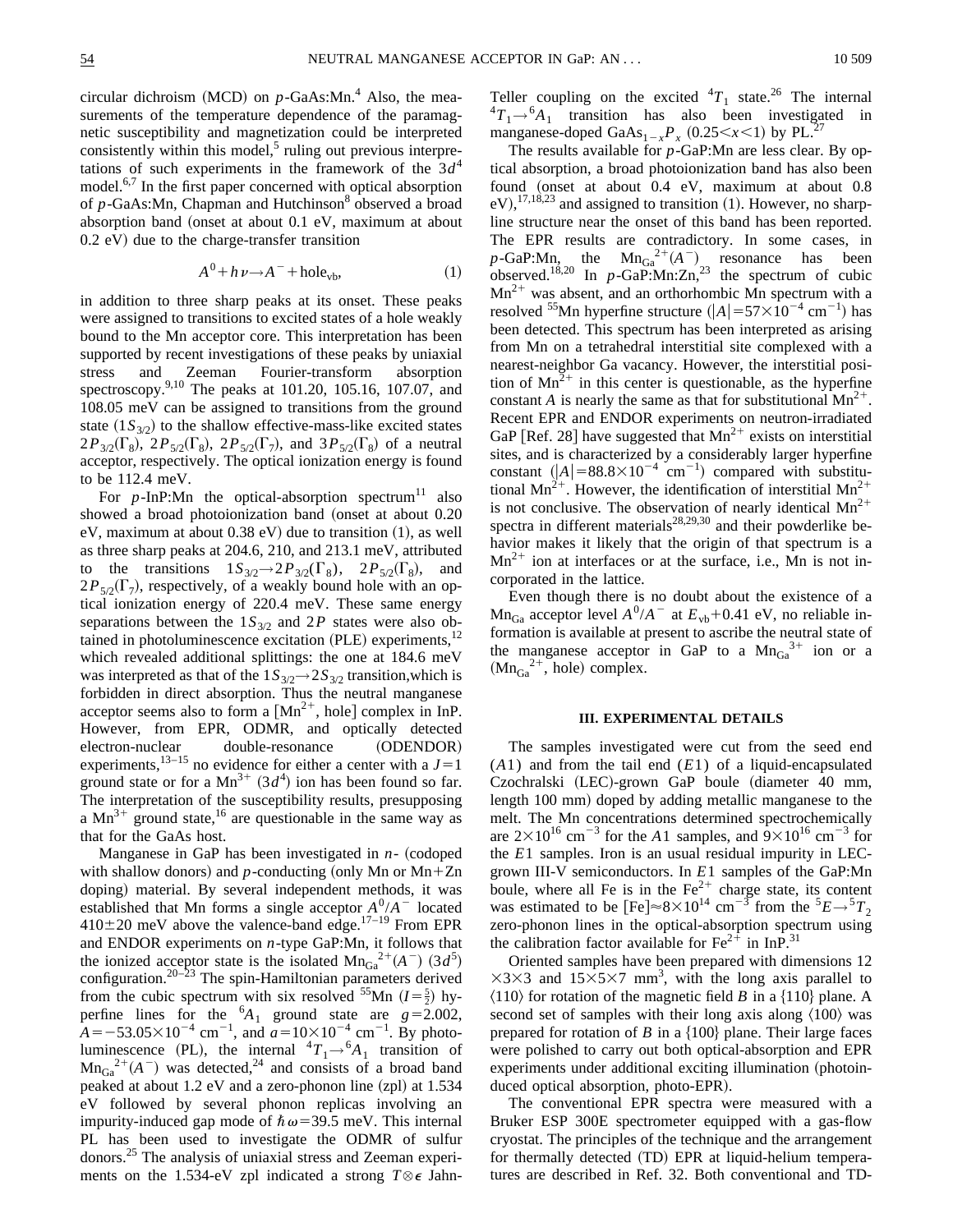circular dichroism (MCD) on $p$-GaAs:Mn.[4] Also, the measurements of the temperature dependence of the paramagnetic susceptibility and magnetization could be interpreted consistently within this model,[5] ruling out previous interpretations of such experiments in the framework of the $3d^4$ model.[6,7] In the first paper concerned with optical absorption of $p$-GaAs:Mn, Chapman and Hutchinson[8] observed a broad absorption band (onset at about 0.1 eV, maximum at about 0.2 eV) due to the charge-transfer transition

$$A^0 + h\nu \rightarrow A^- + \text{hole}_{\text{vb}}, \tag{1}$$

in addition to three sharp peaks at its onset. These peaks were assigned to transitions to excited states of a hole weakly bound to the Mn acceptor core. This interpretation has been supported by recent investigations of these peaks by uniaxial stress and Zeeman Fourier-transform absorption spectroscopy.[9,10] The peaks at 101.20, 105.16, 107.07, and 108.05 meV can be assigned to transitions from the ground state ($1S_{3/2}$) to the shallow effective-mass-like excited states $2P_{3/2}(\Gamma_8)$, $2P_{5/2}(\Gamma_8)$, $2P_{5/2}(\Gamma_7)$, and $3P_{5/2}(\Gamma_8)$ of a neutral acceptor, respectively. The optical ionization energy is found to be 112.4 meV.

For $p$-InP:Mn the optical-absorption spectrum[11] also showed a broad photoionization band (onset at about 0.20 eV, maximum at about 0.38 eV) due to transition (1), as well as three sharp peaks at 204.6, 210, and 213.1 meV, attributed to the transitions $1S_{3/2} \rightarrow 2P_{3/2}(\Gamma_8)$, $2P_{5/2}(\Gamma_8)$, and $2P_{5/2}(\Gamma_7)$, respectively, of a weakly bound hole with an optical ionization energy of 220.4 meV. These same energy separations between the $1S_{3/2}$ and $2P$ states were also obtained in photoluminescence excitation (PLE) experiments,[12] which revealed additional splittings: the one at 184.6 meV was interpreted as that of the $1S_{3/2} \rightarrow 2S_{3/2}$ transition, which is forbidden in direct absorption. Thus the neutral manganese acceptor seems also to form a [$Mn^{2+}$, hole] complex in InP. However, from EPR, ODMR, and optically detected electron-nuclear double-resonance (ODENDOR) experiments,[13–15] no evidence for either a center with a $J=1$ ground state or for a $Mn^{3+}$ ($3d^4$) ion has been found so far. The interpretation of the susceptibility results, presupposing a $Mn^{3+}$ ground state,[16] are questionable in the same way as that for the GaAs host.

Manganese in GaP has been investigated in $n$- (codoped with shallow donors) and $p$-conducting (only Mn or Mn+Zn doping) material. By several independent methods, it was established that Mn forms a single acceptor $A^0/A^-$ located $410 \pm 20$ meV above the valence-band edge.[17–19] From EPR and ENDOR experiments on $n$-type GaP:Mn, it follows that the ionized acceptor state is the isolated $Mn_{Ga}^{2+}(A^-)$ ($3d^5$) configuration.[20–23] The spin-Hamiltonian parameters derived from the cubic spectrum with six resolved $^{55}$Mn ($I=\frac{5}{2}$) hyperfine lines for the $^6A_1$ ground state are $g=2.002$, $A=-53.05\times10^{-4}$ cm$^{-1}$, and $a=10\times10^{-4}$ cm$^{-1}$. By photoluminescence (PL), the internal $^4T_1 \rightarrow {}^6A_1$ transition of $Mn_{Ga}^{2+}(A^-)$ was detected,[24] and consists of a broad band peaked at about 1.2 eV and a zero-phonon line (zpl) at 1.534 eV followed by several phonon replicas involving an impurity-induced gap mode of $\hbar\omega = 39.5$ meV. This internal PL has been used to investigate the ODMR of sulfur donors.[25] The analysis of uniaxial stress and Zeeman experiments on the 1.534-eV zpl indicated a strong $T \otimes \epsilon$ Jahn-Teller coupling on the excited $^4T_1$ state.[26] The internal $^4T_1 \rightarrow {}^6A_1$ transition has also been investigated in manganese-doped $GaAs_{1-x}P_x$ ($0.25<x<1$) by PL.[27]

The results available for $p$-GaP:Mn are less clear. By optical absorption, a broad photoionization band has also been found (onset at about 0.4 eV, maximum at about 0.8 eV),[17,18,23] and assigned to transition (1). However, no sharp-line structure near the onset of this band has been reported. The EPR results are contradictory. In some cases, in $p$-GaP:Mn, the $Mn_{Ga}^{2+}(A^-)$ resonance has been observed.[18,20] In $p$-GaP:Mn:Zn,[23] the spectrum of cubic $Mn^{2+}$ was absent, and an orthorhombic Mn spectrum with a resolved $^{55}$Mn hyperfine structure ($|A|=57\times10^{-4}$ cm$^{-1}$) has been detected. This spectrum has been interpreted as arising from Mn on a tetrahedral interstitial site complexed with a nearest-neighbor Ga vacancy. However, the interstitial position of $Mn^{2+}$ in this center is questionable, as the hyperfine constant $A$ is nearly the same as that for substitutional $Mn^{2+}$. Recent EPR and ENDOR experiments on neutron-irradiated GaP [Ref. 28] have suggested that $Mn^{2+}$ exists on interstitial sites, and is characterized by a considerably larger hyperfine constant ($|A|=88.8\times10^{-4}$ cm$^{-1}$) compared with substitutional $Mn^{2+}$. However, the identification of interstitial $Mn^{2+}$ is not conclusive. The observation of nearly identical $Mn^{2+}$ spectra in different materials[28,29,30] and their powderlike behavior makes it likely that the origin of that spectrum is a $Mn^{2+}$ ion at interfaces or at the surface, i.e., Mn is not incorporated in the lattice.

Even though there is no doubt about the existence of a $Mn_{Ga}$ acceptor level $A^0/A^-$ at $E_{\text{vb}}+0.41$ eV, no reliable information is available at present to ascribe the neutral state of the manganese acceptor in GaP to a $Mn_{Ga}^{3+}$ ion or a ($Mn_{Ga}^{2+}$, hole) complex.

## III. EXPERIMENTAL DETAILS

The samples investigated were cut from the seed end ($A1$) and from the tail end ($E1$) of a liquid-encapsulated Czochralski (LEC)-grown GaP boule (diameter 40 mm, length 100 mm) doped by adding metallic manganese to the melt. The Mn concentrations determined spectrochemically are $2\times10^{16}$ cm$^{-3}$ for the $A1$ samples, and $9\times10^{16}$ cm$^{-3}$ for the $E1$ samples. Iron is an usual residual impurity in LEC-grown III-V semiconductors. In $E1$ samples of the GaP:Mn boule, where all Fe is in the $Fe^{2+}$ charge state, its content was estimated to be [Fe]$\approx 8\times10^{14}$ cm$^{-3}$ from the $^5E \rightarrow {}^5T_2$ zero-phonon lines in the optical-absorption spectrum using the calibration factor available for $Fe^{2+}$ in InP.[31]

Oriented samples have been prepared with dimensions $12\times3\times3$ and $15\times5\times7$ mm$^3$, with the long axis parallel to $\langle110\rangle$ for rotation of the magnetic field $B$ in a $\{110\}$ plane. A second set of samples with their long axis along $\langle100\rangle$ was prepared for rotation of $B$ in a $\{100\}$ plane. Their large faces were polished to carry out both optical-absorption and EPR experiments under additional exciting illumination (photoinduced optical absorption, photo-EPR).

The conventional EPR spectra were measured with a Bruker ESP 300E spectrometer equipped with a gas-flow cryostat. The principles of the technique and the arrangement for thermally detected (TD) EPR at liquid-helium temperatures are described in Ref. 32. Both conventional and TD-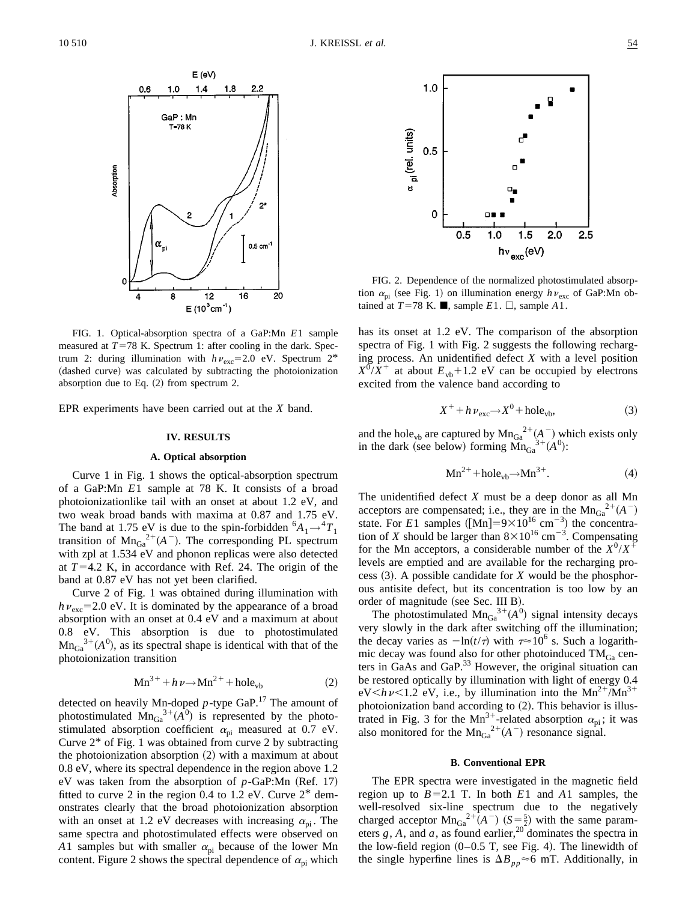FIG. 1. Optical-absorption spectra of a GaP:Mn $E1$ sample measured at $T=78$ K. Spectrum 1: after cooling in the dark. Spectrum 2: during illumination with $h\nu_{exc}=2.0$ eV. Spectrum 2* (dashed curve) was calculated by subtracting the photoionization absorption due to Eq. (2) from spectrum 2.

FIG. 2. Dependence of the normalized photostimulated absorption $\alpha_{pi}$ (see Fig. 1) on illumination energy $h\nu_{exc}$ of GaP:Mn obtained at $T=78$ K. ■, sample $E1$. □, sample $A1$.

EPR experiments have been carried out at the $X$ band.

## IV. RESULTS

### A. Optical absorption

Curve 1 in Fig. 1 shows the optical-absorption spectrum of a GaP:Mn $E1$ sample at 78 K. It consists of a broad photoionizationlike tail with an onset at about 1.2 eV, and two weak broad bands with maxima at 0.87 and 1.75 eV. The band at 1.75 eV is due to the spin-forbidden ${}^6A_1 \rightarrow {}^4T_1$ transition of ${Mn_{Ga}}^{2+}(A^-)$. The corresponding PL spectrum with zpl at 1.534 eV and phonon replicas were also detected at $T=4.2$ K, in accordance with Ref. 24. The origin of the band at 0.87 eV has not yet been clarified.

Curve 2 of Fig. 1 was obtained during illumination with $h\nu_{exc}=2.0$ eV. It is dominated by the appearance of a broad absorption with an onset at 0.4 eV and a maximum at about 0.8 eV. This absorption is due to photostimulated ${Mn_{Ga}}^{3+}(A^0)$, as its spectral shape is identical with that of the photoionization transition

$$Mn^{3+} + h\nu \rightarrow Mn^{2+} + \text{hole}_{vb} \tag{2}$$

detected on heavily Mn-doped $p$-type GaP.[17] The amount of photostimulated ${Mn_{Ga}}^{3+}(A^0)$ is represented by the photostimulated absorption coefficient $\alpha_{pi}$ measured at 0.7 eV. Curve 2* of Fig. 1 was obtained from curve 2 by subtracting the photoionization absorption (2) with a maximum at about 0.8 eV, where its spectral dependence in the region above 1.2 eV was taken from the absorption of $p$-GaP:Mn (Ref. 17) fitted to curve 2 in the region 0.4 to 1.2 eV. Curve 2* demonstrates clearly that the broad photoionization absorption with an onset at 1.2 eV decreases with increasing $\alpha_{pi}$. The same spectra and photostimulated effects were observed on $A1$ samples but with smaller $\alpha_{pi}$ because of the lower Mn content. Figure 2 shows the spectral dependence of $\alpha_{pi}$ which has its onset at 1.2 eV. The comparison of the absorption spectra of Fig. 1 with Fig. 2 suggests the following recharging process. An unidentified defect $X$ with a level position $X^0/X^+$ at about $E_{vb}+1.2$ eV can be occupied by electrons excited from the valence band according to

$$X^+ + h\nu_{exc} \rightarrow X^0 + \text{hole}_{vb}, \tag{3}$$

and the $\text{hole}_{vb}$ are captured by ${Mn_{Ga}}^{2+}(A^-)$ which exists only in the dark (see below) forming ${Mn_{Ga}}^{3+}(A^0)$:

$$Mn^{2+} + \text{hole}_{vb} \rightarrow Mn^{3+}. \tag{4}$$

The unidentified defect $X$ must be a deep donor as all Mn acceptors are compensated; i.e., they are in the ${Mn_{Ga}}^{2+}(A^-)$ state. For $E1$ samples ($[Mn]=9\times10^{16}$ cm$^{-3}$) the concentration of $X$ should be larger than $8\times10^{16}$ cm$^{-3}$. Compensating for the Mn acceptors, a considerable number of the $X^0/X^+$ levels are emptied and are available for the recharging process (3). A possible candidate for $X$ would be the phosphorous antisite defect, but its concentration is too low by an order of magnitude (see Sec. III B).

The photostimulated ${Mn_{Ga}}^{3+}(A^0)$ signal intensity decays very slowly in the dark after switching off the illumination; the decay varies as $-\ln(t/\tau)$ with $\tau\approx10^6$ s. Such a logarithmic decay was found also for other photoinduced $TM_{Ga}$ centers in GaAs and GaP.[33] However, the original situation can be restored optically by illumination with light of energy 0.4 eV$<h\nu<$1.2 eV, i.e., by illumination into the $Mn^{2+}/Mn^{3+}$ photoionization band according to (2). This behavior is illustrated in Fig. 3 for the $Mn^{3+}$-related absorption $\alpha_{pi}$; it was also monitored for the ${Mn_{Ga}}^{2+}(A^-)$ resonance signal.

### B. Conventional EPR

The EPR spectra were investigated in the magnetic field region up to $B=2.1$ T. In both $E1$ and $A1$ samples, the well-resolved six-line spectrum due to the negatively charged acceptor ${Mn_{Ga}}^{2+}(A^-)$ ($S=\frac{5}{2}$) with the same parameters $g$, $A$, and $a$, as found earlier,[20] dominates the spectra in the low-field region (0–0.5 T, see Fig. 4). The linewidth of the single hyperfine lines is $\Delta B_{pp}\approx6$ mT. Additionally, in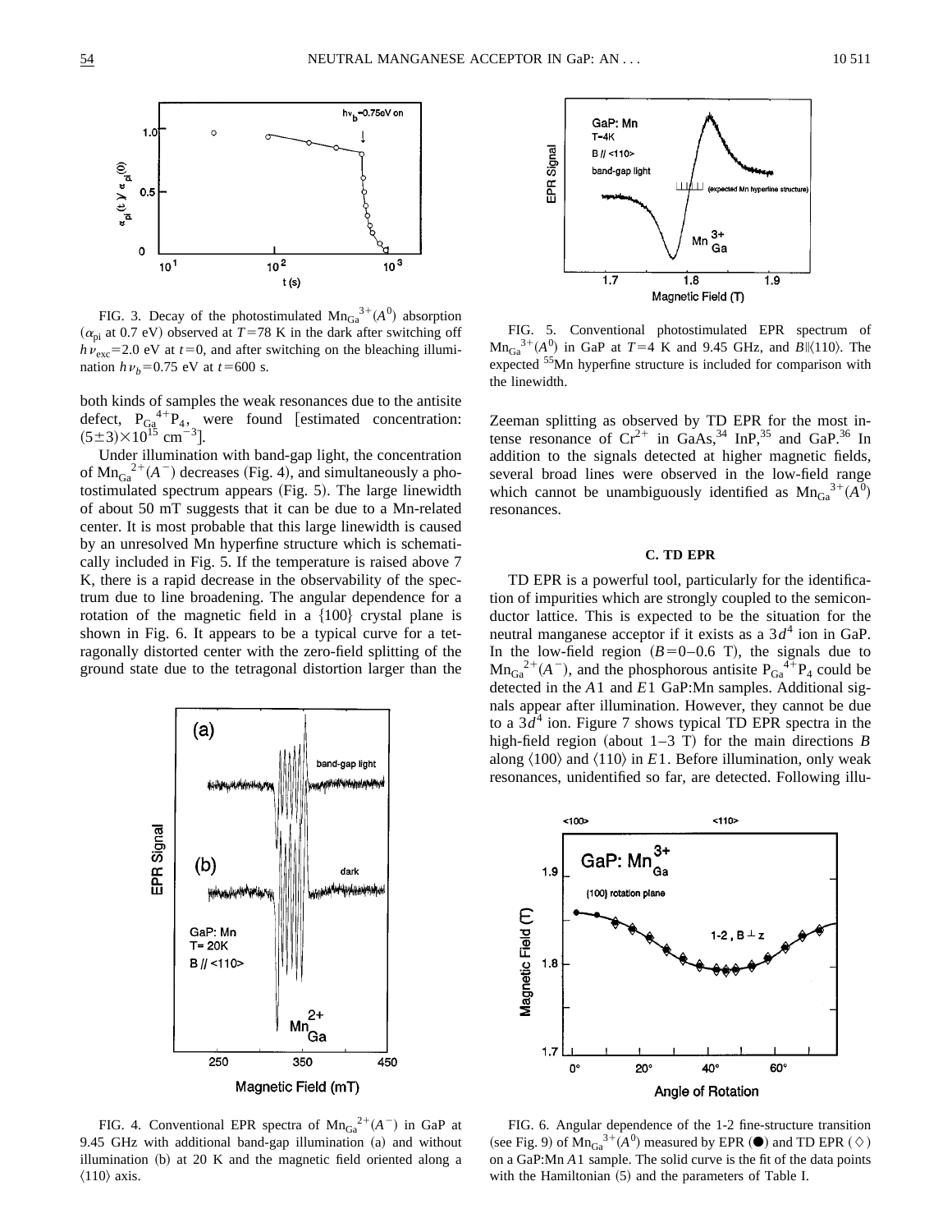FIG. 3. Decay of the photostimulated $Mn_{Ga}^{3+}(A^0)$ absorption ($\alpha_{pi}$ at 0.7 eV) observed at $T$=78 K in the dark after switching off $h\nu_{exc}$=2.0 eV at $t$=0, and after switching on the bleaching illumination $h\nu_b$=0.75 eV at $t$=600 s.

both kinds of samples the weak resonances due to the antisite defect, $P_{Ga}^{4+}P_4$, were found [estimated concentration: $(5\pm3)\times10^{15}$ $cm^{-3}$].

Under illumination with band-gap light, the concentration of $Mn_{Ga}^{2+}(A^-)$ decreases (Fig. 4), and simultaneously a photostimulated spectrum appears (Fig. 5). The large linewidth of about 50 mT suggests that it can be due to a Mn-related center. It is most probable that this large linewidth is caused by an unresolved Mn hyperfine structure which is schematically included in Fig. 5. If the temperature is raised above 7 K, there is a rapid decrease in the observability of the spectrum due to line broadening. The angular dependence for a rotation of the magnetic field in a {100} crystal plane is shown in Fig. 6. It appears to be a typical curve for a tetragonally distorted center with the zero-field splitting of the ground state due to the tetragonal distortion larger than the Zeeman splitting as observed by TD EPR for the most intense resonance of $Cr^{2+}$ in GaAs,[34] InP,[35] and GaP.[36] In addition to the signals detected at higher magnetic fields, several broad lines were observed in the low-field range which cannot be unambiguously identified as $Mn_{Ga}^{3+}(A^0)$ resonances.

FIG. 4. Conventional EPR spectra of $Mn_{Ga}^{2+}(A^-)$ in GaP at 9.45 GHz with additional band-gap illumination (a) and without illumination (b) at 20 K and the magnetic field oriented along a ⟨110⟩ axis.

FIG. 5. Conventional photostimulated EPR spectrum of $Mn_{Ga}^{3+}(A^0)$ in GaP at $T$=4 K and 9.45 GHz, and $B$∥⟨110⟩. The expected $^{55}$Mn hyperfine structure is included for comparison with the linewidth.

### C. TD EPR

TD EPR is a powerful tool, particularly for the identification of impurities which are strongly coupled to the semiconductor lattice. This is expected to be the situation for the neutral manganese acceptor if it exists as a $3d^4$ ion in GaP. In the low-field region ($B$=0–0.6 T), the signals due to $Mn_{Ga}^{2+}(A^-)$, and the phosphorous antisite $P_{Ga}^{4+}P_4$ could be detected in the $A1$ and $E1$ GaP:Mn samples. Additional signals appear after illumination. However, they cannot be due to a $3d^4$ ion. Figure 7 shows typical TD EPR spectra in the high-field region (about 1–3 T) for the main directions $B$ along ⟨100⟩ and ⟨110⟩ in $E1$. Before illumination, only weak resonances, unidentified so far, are detected. Following illu-

FIG. 6. Angular dependence of the 1-2 fine-structure transition (see Fig. 9) of $Mn_{Ga}^{3+}(A^0)$ measured by EPR (●) and TD EPR (◇) on a GaP:Mn $A1$ sample. The solid curve is the fit of the data points with the Hamiltonian (5) and the parameters of Table I.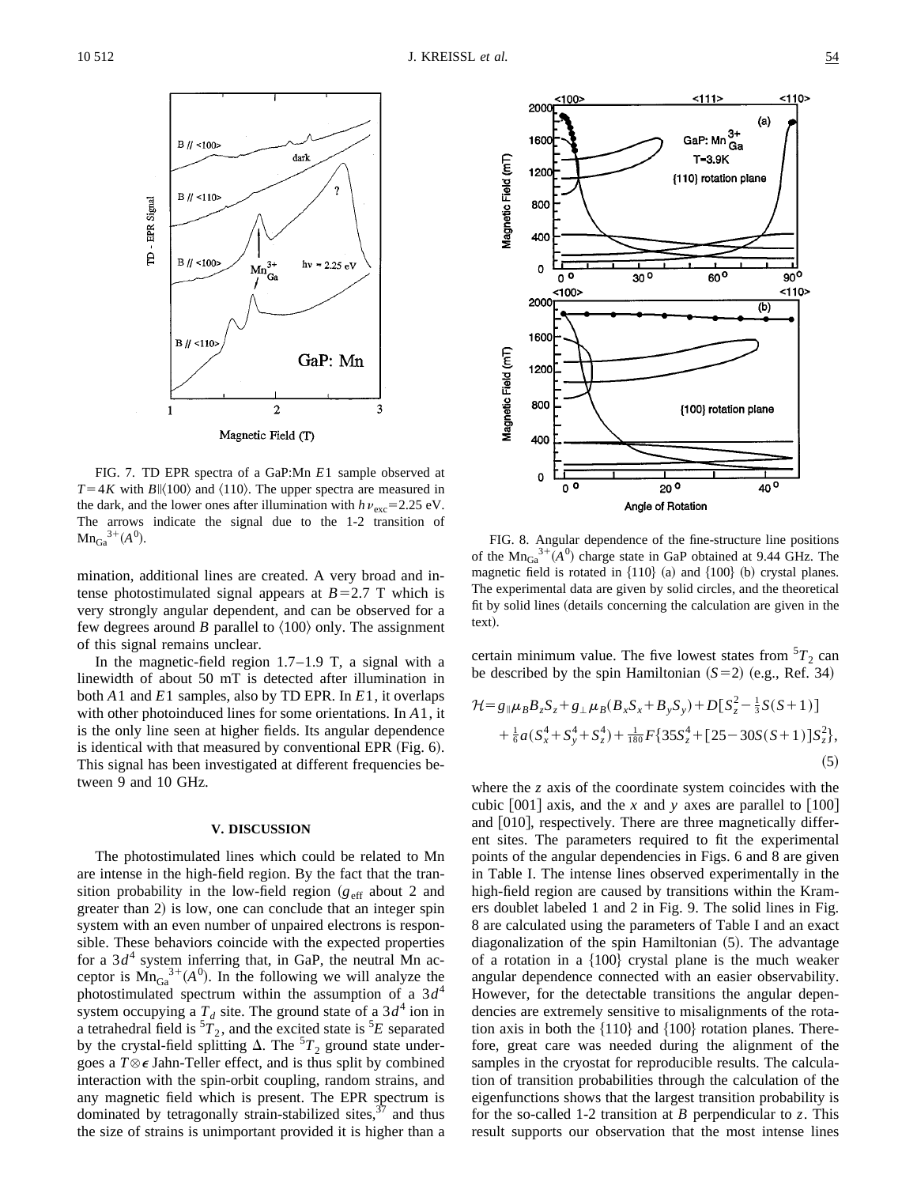FIG. 7. TD EPR spectra of a GaP:Mn $E1$ sample observed at $T=4K$ with $B\|\langle 100\rangle$ and $\langle 110\rangle$. The upper spectra are measured in the dark, and the lower ones after illumination with $h\nu_{exc}=2.25$ eV. The arrows indicate the signal due to the 1-2 transition of $Mn_{Ga}^{3+}(A^0)$.

FIG. 8. Angular dependence of the fine-structure line positions of the $Mn_{Ga}^{3+}(A^0)$ charge state in GaP obtained at 9.44 GHz. The magnetic field is rotated in {110} (a) and {100} (b) crystal planes. The experimental data are given by solid circles, and the theoretical fit by solid lines (details concerning the calculation are given in the text).

mination, additional lines are created. A very broad and intense photostimulated signal appears at $B=2.7$ T which is very strongly angular dependent, and can be observed for a few degrees around $B$ parallel to $\langle 100\rangle$ only. The assignment of this signal remains unclear.

In the magnetic-field region 1.7–1.9 T, a signal with a linewidth of about 50 mT is detected after illumination in both $A1$ and $E1$ samples, also by TD EPR. In $E1$, it overlaps with other photoinduced lines for some orientations. In $A1$, it is the only line seen at higher fields. Its angular dependence is identical with that measured by conventional EPR (Fig. 6). This signal has been investigated at different frequencies between 9 and 10 GHz.

## V. DISCUSSION

The photostimulated lines which could be related to Mn are intense in the high-field region. By the fact that the transition probability in the low-field region ($g_{\text{eff}}$ about 2 and greater than 2) is low, one can conclude that an integer spin system with an even number of unpaired electrons is responsible. These behaviors coincide with the expected properties for a $3d^4$ system inferring that, in GaP, the neutral Mn acceptor is $Mn_{Ga}^{3+}(A^0)$. In the following we will analyze the photostimulated spectrum within the assumption of a $3d^4$ system occupying a $T_d$ site. The ground state of a $3d^4$ ion in a tetrahedral field is $^5T_2$, and the excited state is $^5E$ separated by the crystal-field splitting $\Delta$. The $^5T_2$ ground state undergoes a $T\otimes\epsilon$ Jahn-Teller effect, and is thus split by combined interaction with the spin-orbit coupling, random strains, and any magnetic field which is present. The EPR spectrum is dominated by tetragonally strain-stabilized sites,[37] and thus the size of strains is unimportant provided it is higher than a certain minimum value. The five lowest states from $^5T_2$ can be described by the spin Hamiltonian ($S=2$) (e.g., Ref. 34)

$$\mathcal{H}=g_{\|}\mu_B B_z S_z+g_{\perp}\mu_B(B_x S_x+B_y S_y)+D[S_z^2-\tfrac{1}{3}S(S+1)]+\tfrac{1}{6}a(S_x^4+S_y^4+S_z^4)+\tfrac{1}{180}F\{35S_z^4+[25-30S(S+1)]S_z^2\}, \tag{5}$$

where the $z$ axis of the coordinate system coincides with the cubic [001] axis, and the $x$ and $y$ axes are parallel to [100] and [010], respectively. There are three magnetically different sites. The parameters required to fit the experimental points of the angular dependencies in Figs. 6 and 8 are given in Table I. The intense lines observed experimentally in the high-field region are caused by transitions within the Kramers doublet labeled 1 and 2 in Fig. 9. The solid lines in Fig. 8 are calculated using the parameters of Table I and an exact diagonalization of the spin Hamiltonian (5). The advantage of a rotation in a {100} crystal plane is the much weaker angular dependence connected with an easier observability. However, for the detectable transitions the angular dependencies are extremely sensitive to misalignments of the rotation axis in both the {110} and {100} rotation planes. Therefore, great care was needed during the alignment of the samples in the cryostat for reproducible results. The calculation of transition probabilities through the calculation of the eigenfunctions shows that the largest transition probability is for the so-called 1-2 transition at $B$ perpendicular to $z$. This result supports our observation that the most intense lines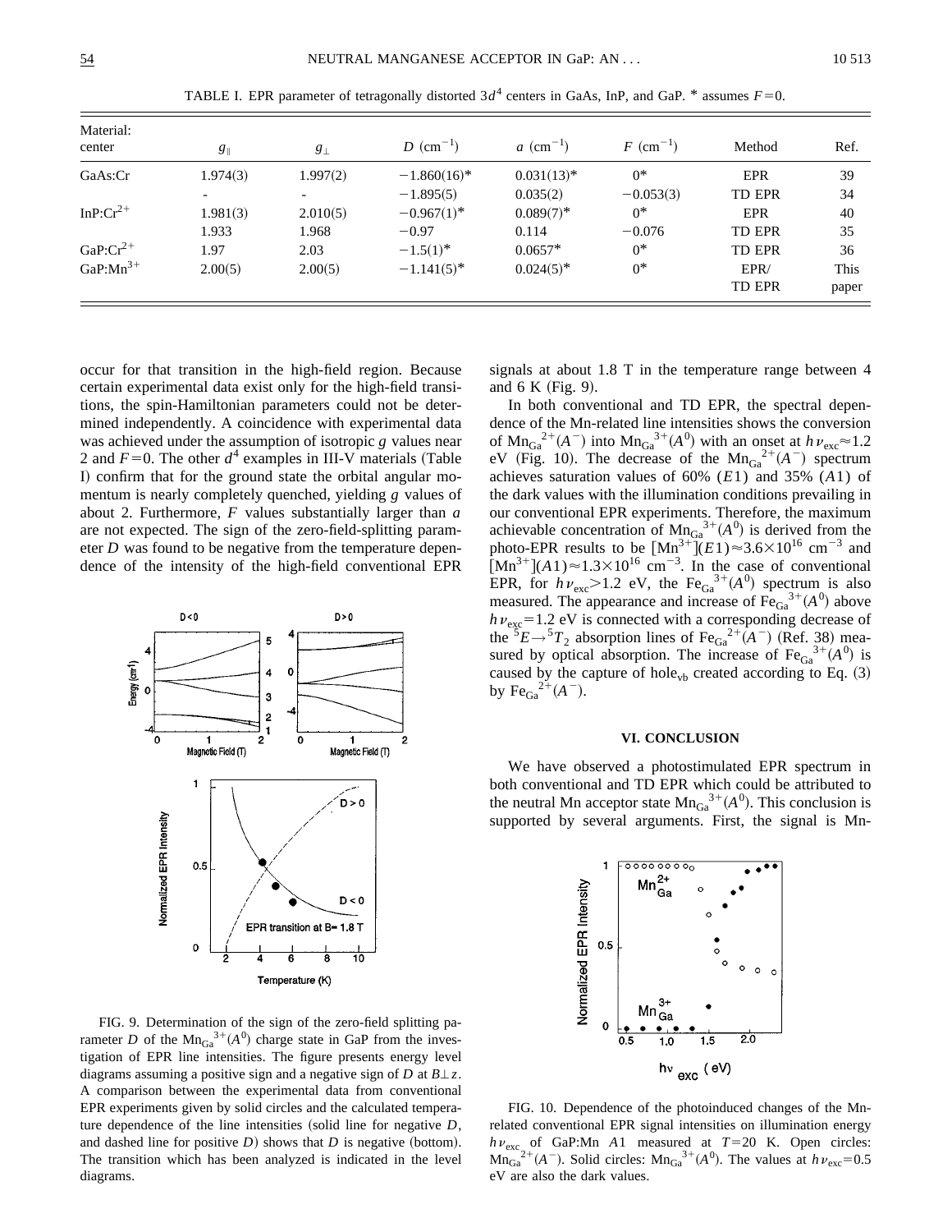TABLE I. EPR parameter of tetragonally distorted $3d^4$ centers in GaAs, InP, and GaP. * assumes $F=0$.

| Material: center | $g_\parallel$ | $g_\perp$ | $D$ (cm$^{-1}$) | $a$ (cm$^{-1}$) | $F$ (cm$^{-1}$) | Method | Ref. |
|---|---|---|---|---|---|---|---|
| GaAs:Cr | 1.974(3) | 1.997(2) | −1.860(16)* | 0.031(13)* | 0* | EPR | 39 |
| | - | - | −1.895(5) | 0.035(2) | −0.053(3) | TD EPR | 34 |
| InP:$Cr^{2+}$ | 1.981(3) | 2.010(5) | −0.967(1)* | 0.089(7)* | 0* | EPR | 40 |
| | 1.933 | 1.968 | −0.97 | 0.114 | −0.076 | TD EPR | 35 |
| GaP:$Cr^{2+}$ | 1.97 | 2.03 | −1.5(1)* | 0.0657* | 0* | TD EPR | 36 |
| GaP:$Mn^{3+}$ | 2.00(5) | 2.00(5) | −1.141(5)* | 0.024(5)* | 0* | EPR/ TD EPR | This paper |

occur for that transition in the high-field region. Because certain experimental data exist only for the high-field transitions, the spin-Hamiltonian parameters could not be determined independently. A coincidence with experimental data was achieved under the assumption of isotropic $g$ values near 2 and $F=0$. The other $d^4$ examples in III-V materials (Table I) confirm that for the ground state the orbital angular momentum is nearly completely quenched, yielding $g$ values of about 2. Furthermore, $F$ values substantially larger than $a$ are not expected. The sign of the zero-field-splitting parameter $D$ was found to be negative from the temperature dependence of the intensity of the high-field conventional EPR signals at about 1.8 T in the temperature range between 4 and 6 K (Fig. 9).

FIG. 9. Determination of the sign of the zero-field splitting parameter $D$ of the $Mn_{Ga}^{3+}(A^0)$ charge state in GaP from the investigation of EPR line intensities. The figure presents energy level diagrams assuming a positive sign and a negative sign of $D$ at $B \perp z$. A comparison between the experimental data from conventional EPR experiments given by solid circles and the calculated temperature dependence of the line intensities (solid line for negative $D$, and dashed line for positive $D$) shows that $D$ is negative (bottom). The transition which has been analyzed is indicated in the level diagrams.

In both conventional and TD EPR, the spectral dependence of the Mn-related line intensities shows the conversion of $Mn_{Ga}^{2+}(A^-)$ into $Mn_{Ga}^{3+}(A^0)$ with an onset at $h\nu_{exc} \approx 1.2$ eV (Fig. 10). The decrease of the $Mn_{Ga}^{2+}(A^-)$ spectrum achieves saturation values of 60% ($E1$) and 35% ($A1$) of the dark values with the illumination conditions prevailing in our conventional EPR experiments. Therefore, the maximum achievable concentration of $Mn_{Ga}^{3+}(A^0)$ is derived from the photo-EPR results to be $[Mn^{3+}](E1) \approx 3.6 \times 10^{16}$ cm$^{-3}$ and $[Mn^{3+}](A1) \approx 1.3 \times 10^{16}$ cm$^{-3}$. In the case of conventional EPR, for $h\nu_{exc} > 1.2$ eV, the $Fe_{Ga}^{3+}(A^0)$ spectrum is also measured. The appearance and increase of $Fe_{Ga}^{3+}(A^0)$ above $h\nu_{exc} = 1.2$ eV is connected with a corresponding decrease of the $^5E \rightarrow {}^5T_2$ absorption lines of $Fe_{Ga}^{2+}(A^-)$ (Ref. 38) measured by optical absorption. The increase of $Fe_{Ga}^{3+}(A^0)$ is caused by the capture of hole$_{vb}$ created according to Eq. (3) by $Fe_{Ga}^{2+}(A^-)$.

## VI. CONCLUSION

We have observed a photostimulated EPR spectrum in both conventional and TD EPR which could be attributed to the neutral Mn acceptor state $Mn_{Ga}^{3+}(A^0)$. This conclusion is supported by several arguments. First, the signal is Mn-

FIG. 10. Dependence of the photoinduced changes of the Mn-related conventional EPR signal intensities on illumination energy $h\nu_{exc}$ of GaP:Mn $A1$ measured at $T=20$ K. Open circles: $Mn_{Ga}^{2+}(A^-)$. Solid circles: $Mn_{Ga}^{3+}(A^0)$. The values at $h\nu_{exc} = 0.5$ eV are also the dark values.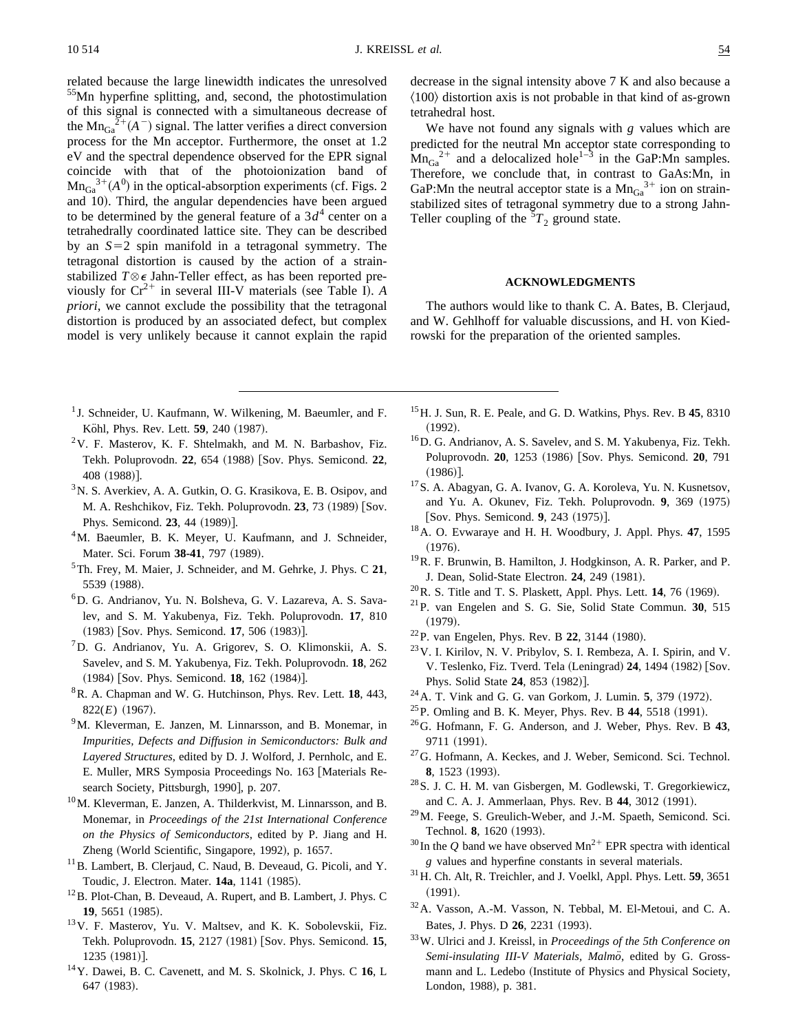related because the large linewidth indicates the unresolved $^{55}$Mn hyperfine splitting, and, second, the photostimulation of this signal is connected with a simultaneous decrease of the $\mathrm{Mn_{Ga}}^{2+}(A^-)$ signal. The latter verifies a direct conversion process for the Mn acceptor. Furthermore, the onset at 1.2 eV and the spectral dependence observed for the EPR signal coincide with that of the photoionization band of $\mathrm{Mn_{Ga}}^{3+}(A^0)$ in the optical-absorption experiments (cf. Figs. 2 and 10). Third, the angular dependencies have been argued to be determined by the general feature of a $3d^4$ center on a tetrahedrally coordinated lattice site. They can be described by an $S=2$ spin manifold in a tetragonal symmetry. The tetragonal distortion is caused by the action of a strain-stabilized $T\otimes\epsilon$ Jahn-Teller effect, as has been reported previously for $Cr^{2+}$ in several III-V materials (see Table I). *A priori*, we cannot exclude the possibility that the tetragonal distortion is produced by an associated defect, but complex model is very unlikely because it cannot explain the rapid decrease in the signal intensity above 7 K and also because a ⟨100⟩ distortion axis is not probable in that kind of as-grown tetrahedral host.

We have not found any signals with $g$ values which are predicted for the neutral Mn acceptor state corresponding to $\mathrm{Mn_{Ga}}^{2+}$ and a delocalized hole[1–3] in the GaP:Mn samples. Therefore, we conclude that, in contrast to GaAs:Mn, in GaP:Mn the neutral acceptor state is a $\mathrm{Mn_{Ga}}^{3+}$ ion on strain-stabilized sites of tetragonal symmetry due to a strong Jahn-Teller coupling of the $^5T_2$ ground state.

## ACKNOWLEDGMENTS

The authors would like to thank C. A. Bates, B. Clerjaud, and W. Gehlhoff for valuable discussions, and H. von Kiedrowski for the preparation of the oriented samples.

---

[1] J. Schneider, U. Kaufmann, W. Wilkening, M. Baeumler, and F. Köhl, Phys. Rev. Lett. **59**, 240 (1987).

[2] V. F. Masterov, K. F. Shtelmakh, and M. N. Barbashov, Fiz. Tekh. Poluprovodn. **22**, 654 (1988) [Sov. Phys. Semicond. **22**, 408 (1988)].

[3] N. S. Averkiev, A. A. Gutkin, O. G. Krasikova, E. B. Osipov, and M. A. Reshchikov, Fiz. Tekh. Poluprovodn. **23**, 73 (1989) [Sov. Phys. Semicond. **23**, 44 (1989)].

[4] M. Baeumler, B. K. Meyer, U. Kaufmann, and J. Schneider, Mater. Sci. Forum **38-41**, 797 (1989).

[5] Th. Frey, M. Maier, J. Schneider, and M. Gehrke, J. Phys. C **21**, 5539 (1988).

[6] D. G. Andrianov, Yu. N. Bolsheva, G. V. Lazareva, A. S. Savalev, and S. M. Yakubenya, Fiz. Tekh. Poluprovodn. **17**, 810 (1983) [Sov. Phys. Semicond. **17**, 506 (1983)].

[7] D. G. Andrianov, Yu. A. Grigorev, S. O. Klimonskii, A. S. Savelev, and S. M. Yakubenya, Fiz. Tekh. Poluprovodn. **18**, 262 (1984) [Sov. Phys. Semicond. **18**, 162 (1984)].

[8] R. A. Chapman and W. G. Hutchinson, Phys. Rev. Lett. **18**, 443, 822(*E*) (1967).

[9] M. Kleverman, E. Janzen, M. Linnarsson, and B. Monemar, in *Impurities, Defects and Diffusion in Semiconductors: Bulk and Layered Structures*, edited by D. J. Wolford, J. Pernholc, and E. E. Muller, MRS Symposia Proceedings No. 163 [Materials Research Society, Pittsburgh, 1990], p. 207.

[10] M. Kleverman, E. Janzen, A. Thilderkvist, M. Linnarsson, and B. Monemar, in *Proceedings of the 21st International Conference on the Physics of Semiconductors*, edited by P. Jiang and H. Zheng (World Scientific, Singapore, 1992), p. 1657.

[11] B. Lambert, B. Clerjaud, C. Naud, B. Deveaud, G. Picoli, and Y. Toudic, J. Electron. Mater. **14a**, 1141 (1985).

[12] B. Plot-Chan, B. Deveaud, A. Rupert, and B. Lambert, J. Phys. C **19**, 5651 (1985).

[13] V. F. Masterov, Yu. V. Maltsev, and K. K. Sobolevskii, Fiz. Tekh. Poluprovodn. **15**, 2127 (1981) [Sov. Phys. Semicond. **15**, 1235 (1981)].

[14] Y. Dawei, B. C. Cavenett, and M. S. Skolnick, J. Phys. C **16**, L 647 (1983).

[15] H. J. Sun, R. E. Peale, and G. D. Watkins, Phys. Rev. B **45**, 8310 (1992).

[16] D. G. Andrianov, A. S. Savelev, and S. M. Yakubenya, Fiz. Tekh. Poluprovodn. **20**, 1253 (1986) [Sov. Phys. Semicond. **20**, 791 (1986)].

[17] S. A. Abagyan, G. A. Ivanov, G. A. Koroleva, Yu. N. Kusnetsov, and Yu. A. Okunev, Fiz. Tekh. Poluprovodn. **9**, 369 (1975) [Sov. Phys. Semicond. **9**, 243 (1975)].

[18] A. O. Evwaraye and H. H. Woodbury, J. Appl. Phys. **47**, 1595 (1976).

[19] R. F. Brunwin, B. Hamilton, J. Hodgkinson, A. R. Parker, and P. J. Dean, Solid-State Electron. **24**, 249 (1981).

[20] R. S. Title and T. S. Plaskett, Appl. Phys. Lett. **14**, 76 (1969).

[21] P. van Engelen and S. G. Sie, Solid State Commun. **30**, 515 (1979).

[22] P. van Engelen, Phys. Rev. B **22**, 3144 (1980).

[23] V. I. Kirilov, N. V. Pribylov, S. I. Rembeza, A. I. Spirin, and V. V. Teslenko, Fiz. Tverd. Tela (Leningrad) **24**, 1494 (1982) [Sov. Phys. Solid State **24**, 853 (1982)].

[24] A. T. Vink and G. G. van Gorkom, J. Lumin. **5**, 379 (1972).

[25] P. Omling and B. K. Meyer, Phys. Rev. B **44**, 5518 (1991).

[26] G. Hofmann, F. G. Anderson, and J. Weber, Phys. Rev. B **43**, 9711 (1991).

[27] G. Hofmann, A. Keckes, and J. Weber, Semicond. Sci. Technol. **8**, 1523 (1993).

[28] S. J. C. H. M. van Gisbergen, M. Godlewski, T. Gregorkiewicz, and C. A. J. Ammerlaan, Phys. Rev. B **44**, 3012 (1991).

[29] M. Feege, S. Greulich-Weber, and J.-M. Spaeth, Semicond. Sci. Technol. **8**, 1620 (1993).

[30] In the $Q$ band we have observed $Mn^{2+}$ EPR spectra with identical $g$ values and hyperfine constants in several materials.

[31] H. Ch. Alt, R. Treichler, and J. Voelkl, Appl. Phys. Lett. **59**, 3651 (1991).

[32] A. Vasson, A.-M. Vasson, N. Tebbal, M. El-Metoui, and C. A. Bates, J. Phys. D **26**, 2231 (1993).

[33] W. Ulrici and J. Kreissl, in *Proceedings of the 5th Conference on Semi-insulating III-V Materials, Malmö*, edited by G. Grossmann and L. Ledebo (Institute of Physics and Physical Society, London, 1988), p. 381.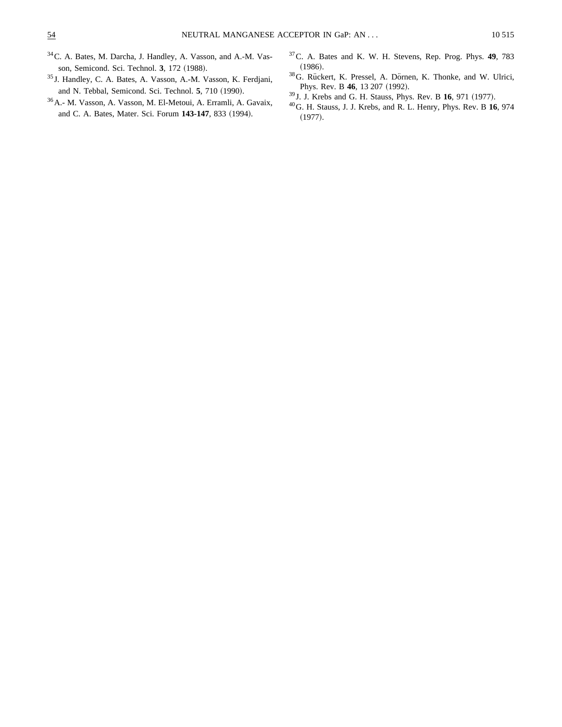[34] C. A. Bates, M. Darcha, J. Handley, A. Vasson, and A.-M. Vasson, Semicond. Sci. Technol. **3**, 172 (1988).

[35] J. Handley, C. A. Bates, A. Vasson, A.-M. Vasson, K. Ferdjani, and N. Tebbal, Semicond. Sci. Technol. **5**, 710 (1990).

[36] A.- M. Vasson, A. Vasson, M. El-Metoui, A. Erramli, A. Gavaix, and C. A. Bates, Mater. Sci. Forum **143-147**, 833 (1994).

[37] C. A. Bates and K. W. H. Stevens, Rep. Prog. Phys. **49**, 783 (1986).

[38] G. Rückert, K. Pressel, A. Dörnen, K. Thonke, and W. Ulrici, Phys. Rev. B **46**, 13 207 (1992).

[39] J. J. Krebs and G. H. Stauss, Phys. Rev. B **16**, 971 (1977).

[40] G. H. Stauss, J. J. Krebs, and R. L. Henry, Phys. Rev. B **16**, 974 (1977).